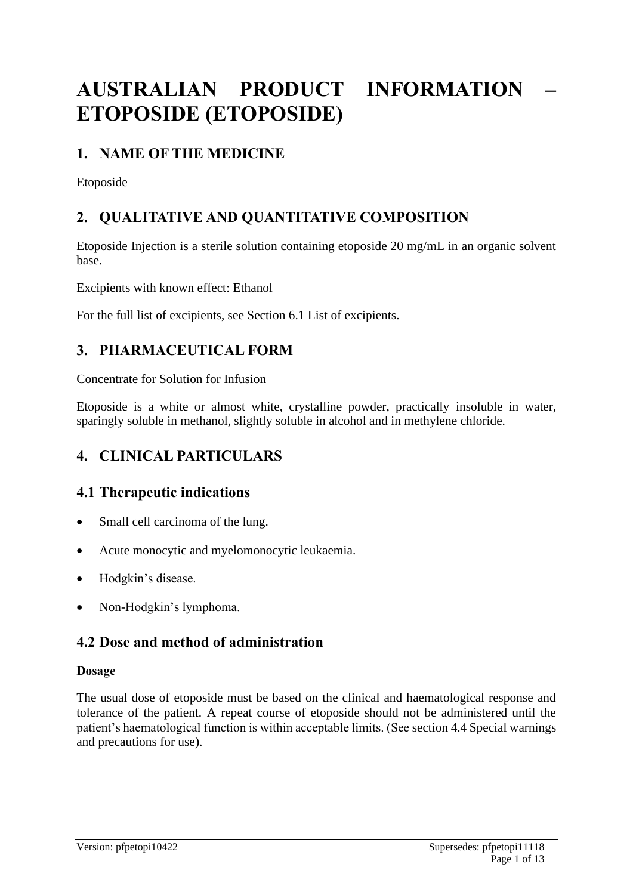# AUSTRALIAN PRODUCT INFORMATION – ETOPOSIDE (ETOPOSIDE)

## 1. NAME OF THE MEDICINE

Etoposide

## 2. QUALITATIVE AND QUANTITATIVE COMPOSITION

Etoposide Injection is a sterile solution containing etoposide 20 mg/mL in an organic solvent base.

Excipients with known effect: Ethanol

For the full list of excipients, see Section 6.1 List of excipients.

## 3. PHARMACEUTICAL FORM

Concentrate for Solution for Infusion

Etoposide is a white or almost white, crystalline powder, practically insoluble in water, sparingly soluble in methanol, slightly soluble in alcohol and in methylene chloride.

## 4. CLINICAL PARTICULARS

### 4.1 Therapeutic indications

- Small cell carcinoma of the lung.
- Acute monocytic and myelomonocytic leukaemia.
- Hodgkin's disease.
- Non-Hodgkin's lymphoma.

### 4.2 Dose and method of administration

**Dosage**

The usual dose of etoposide must be based on the clinical and haematological response and tolerance of the patient. A repeat course of etoposide should not be administered until the patient's haematological function is within acceptable limits. (See section 4.4 Special warnings and precautions for use).

Version: pfpetopi10422 Supersedes: pfpetopi11118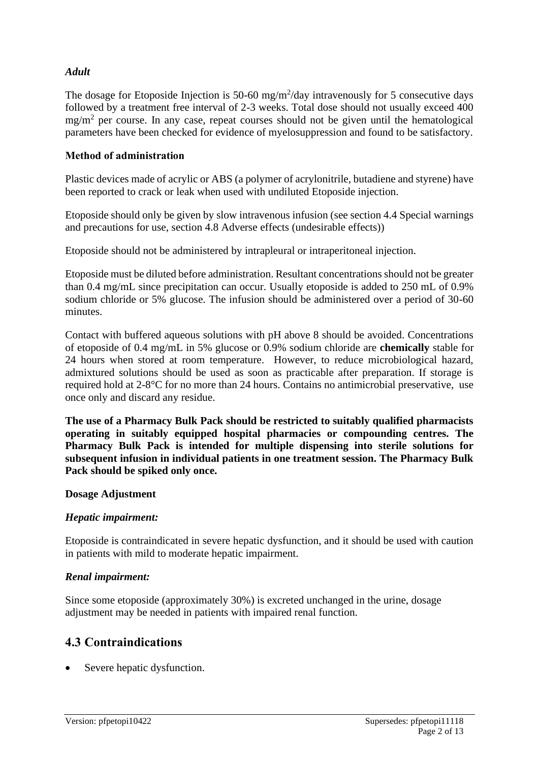### *Adult*

The dosage for Etoposide Injection is 50-60 mg/m$^2$/day intravenously for 5 consecutive days followed by a treatment free interval of 2-3 weeks. Total dose should not usually exceed 400 mg/m$^2$ per course. In any case, repeat courses should not be given until the hematological parameters have been checked for evidence of myelosuppression and found to be satisfactory.

**Method of administration**

Plastic devices made of acrylic or ABS (a polymer of acrylonitrile, butadiene and styrene) have been reported to crack or leak when used with undiluted Etoposide injection.

Etoposide should only be given by slow intravenous infusion (see section 4.4 Special warnings and precautions for use, section 4.8 Adverse effects (undesirable effects))

Etoposide should not be administered by intrapleural or intraperitoneal injection.

Etoposide must be diluted before administration. Resultant concentrations should not be greater than 0.4 mg/mL since precipitation can occur. Usually etoposide is added to 250 mL of 0.9% sodium chloride or 5% glucose. The infusion should be administered over a period of 30-60 minutes.

Contact with buffered aqueous solutions with pH above 8 should be avoided. Concentrations of etoposide of 0.4 mg/mL in 5% glucose or 0.9% sodium chloride are **chemically** stable for 24 hours when stored at room temperature. However, to reduce microbiological hazard, admixtured solutions should be used as soon as practicable after preparation. If storage is required hold at 2-8°C for no more than 24 hours. Contains no antimicrobial preservative, use once only and discard any residue.

**The use of a Pharmacy Bulk Pack should be restricted to suitably qualified pharmacists operating in suitably equipped hospital pharmacies or compounding centres. The Pharmacy Bulk Pack is intended for multiple dispensing into sterile solutions for subsequent infusion in individual patients in one treatment session. The Pharmacy Bulk Pack should be spiked only once.**

**Dosage Adjustment**

***Hepatic impairment:***

Etoposide is contraindicated in severe hepatic dysfunction, and it should be used with caution in patients with mild to moderate hepatic impairment.

***Renal impairment:***

Since some etoposide (approximately 30%) is excreted unchanged in the urine, dosage adjustment may be needed in patients with impaired renal function.

## 4.3 Contraindications

- Severe hepatic dysfunction.

Version: pfpetopi10422 Supersedes: pfpetopi11118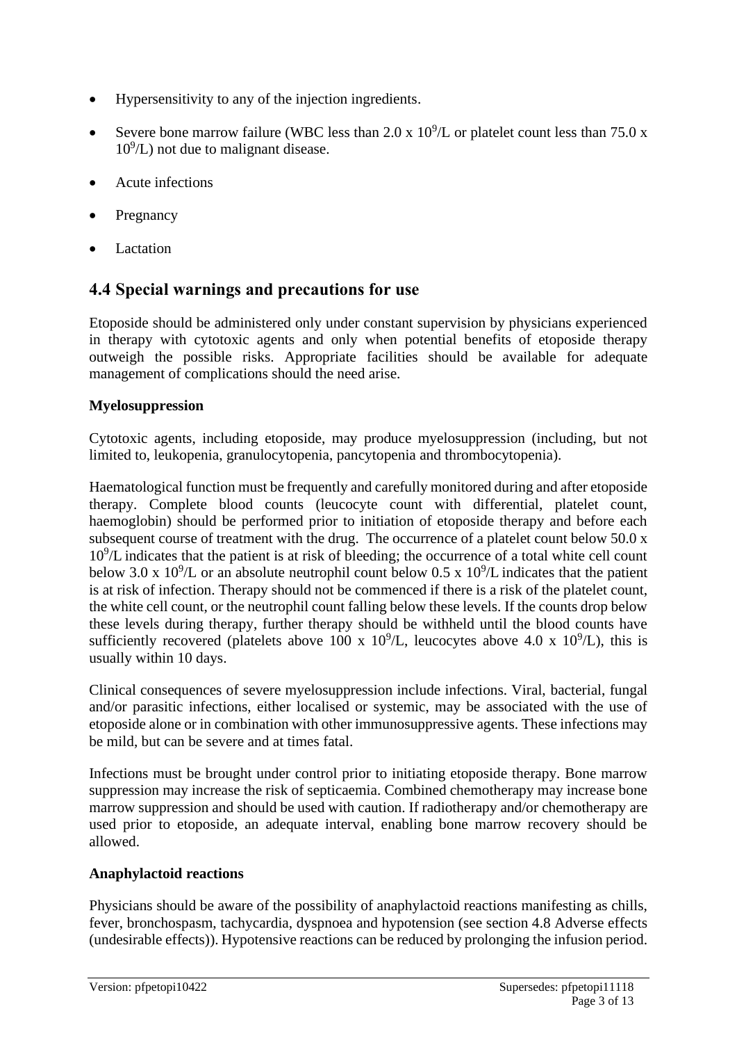- Hypersensitivity to any of the injection ingredients.
- Severe bone marrow failure (WBC less than 2.0 x $10^9$/L or platelet count less than 75.0 x $10^9$/L) not due to malignant disease.
- Acute infections
- Pregnancy
- Lactation

## 4.4 Special warnings and precautions for use

Etoposide should be administered only under constant supervision by physicians experienced in therapy with cytotoxic agents and only when potential benefits of etoposide therapy outweigh the possible risks. Appropriate facilities should be available for adequate management of complications should the need arise.

**Myelosuppression**

Cytotoxic agents, including etoposide, may produce myelosuppression (including, but not limited to, leukopenia, granulocytopenia, pancytopenia and thrombocytopenia).

Haematological function must be frequently and carefully monitored during and after etoposide therapy. Complete blood counts (leucocyte count with differential, platelet count, haemoglobin) should be performed prior to initiation of etoposide therapy and before each subsequent course of treatment with the drug. The occurrence of a platelet count below 50.0 x $10^9$/L indicates that the patient is at risk of bleeding; the occurrence of a total white cell count below 3.0 x $10^9$/L or an absolute neutrophil count below 0.5 x $10^9$/L indicates that the patient is at risk of infection. Therapy should not be commenced if there is a risk of the platelet count, the white cell count, or the neutrophil count falling below these levels. If the counts drop below these levels during therapy, further therapy should be withheld until the blood counts have sufficiently recovered (platelets above 100 x $10^9$/L, leucocytes above 4.0 x $10^9$/L), this is usually within 10 days.

Clinical consequences of severe myelosuppression include infections. Viral, bacterial, fungal and/or parasitic infections, either localised or systemic, may be associated with the use of etoposide alone or in combination with other immunosuppressive agents. These infections may be mild, but can be severe and at times fatal.

Infections must be brought under control prior to initiating etoposide therapy. Bone marrow suppression may increase the risk of septicaemia. Combined chemotherapy may increase bone marrow suppression and should be used with caution. If radiotherapy and/or chemotherapy are used prior to etoposide, an adequate interval, enabling bone marrow recovery should be allowed.

**Anaphylactoid reactions**

Physicians should be aware of the possibility of anaphylactoid reactions manifesting as chills, fever, bronchospasm, tachycardia, dyspnoea and hypotension (see section 4.8 Adverse effects (undesirable effects)). Hypotensive reactions can be reduced by prolonging the infusion period.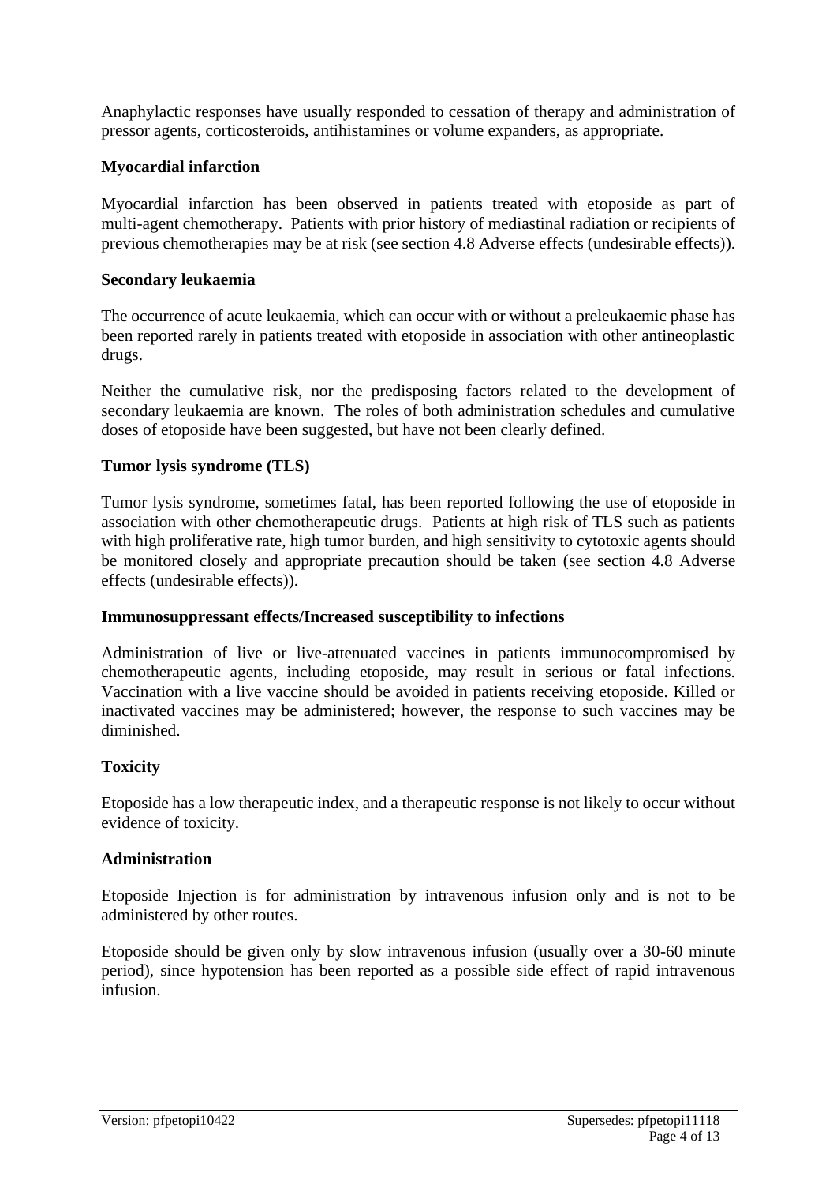Anaphylactic responses have usually responded to cessation of therapy and administration of pressor agents, corticosteroids, antihistamines or volume expanders, as appropriate.

**Myocardial infarction**

Myocardial infarction has been observed in patients treated with etoposide as part of multi-agent chemotherapy. Patients with prior history of mediastinal radiation or recipients of previous chemotherapies may be at risk (see section 4.8 Adverse effects (undesirable effects)).

**Secondary leukaemia**

The occurrence of acute leukaemia, which can occur with or without a preleukaemic phase has been reported rarely in patients treated with etoposide in association with other antineoplastic drugs.

Neither the cumulative risk, nor the predisposing factors related to the development of secondary leukaemia are known. The roles of both administration schedules and cumulative doses of etoposide have been suggested, but have not been clearly defined.

**Tumor lysis syndrome (TLS)**

Tumor lysis syndrome, sometimes fatal, has been reported following the use of etoposide in association with other chemotherapeutic drugs. Patients at high risk of TLS such as patients with high proliferative rate, high tumor burden, and high sensitivity to cytotoxic agents should be monitored closely and appropriate precaution should be taken (see section 4.8 Adverse effects (undesirable effects)).

**Immunosuppressant effects/Increased susceptibility to infections**

Administration of live or live-attenuated vaccines in patients immunocompromised by chemotherapeutic agents, including etoposide, may result in serious or fatal infections. Vaccination with a live vaccine should be avoided in patients receiving etoposide. Killed or inactivated vaccines may be administered; however, the response to such vaccines may be diminished.

**Toxicity**

Etoposide has a low therapeutic index, and a therapeutic response is not likely to occur without evidence of toxicity.

**Administration**

Etoposide Injection is for administration by intravenous infusion only and is not to be administered by other routes.

Etoposide should be given only by slow intravenous infusion (usually over a 30-60 minute period), since hypotension has been reported as a possible side effect of rapid intravenous infusion.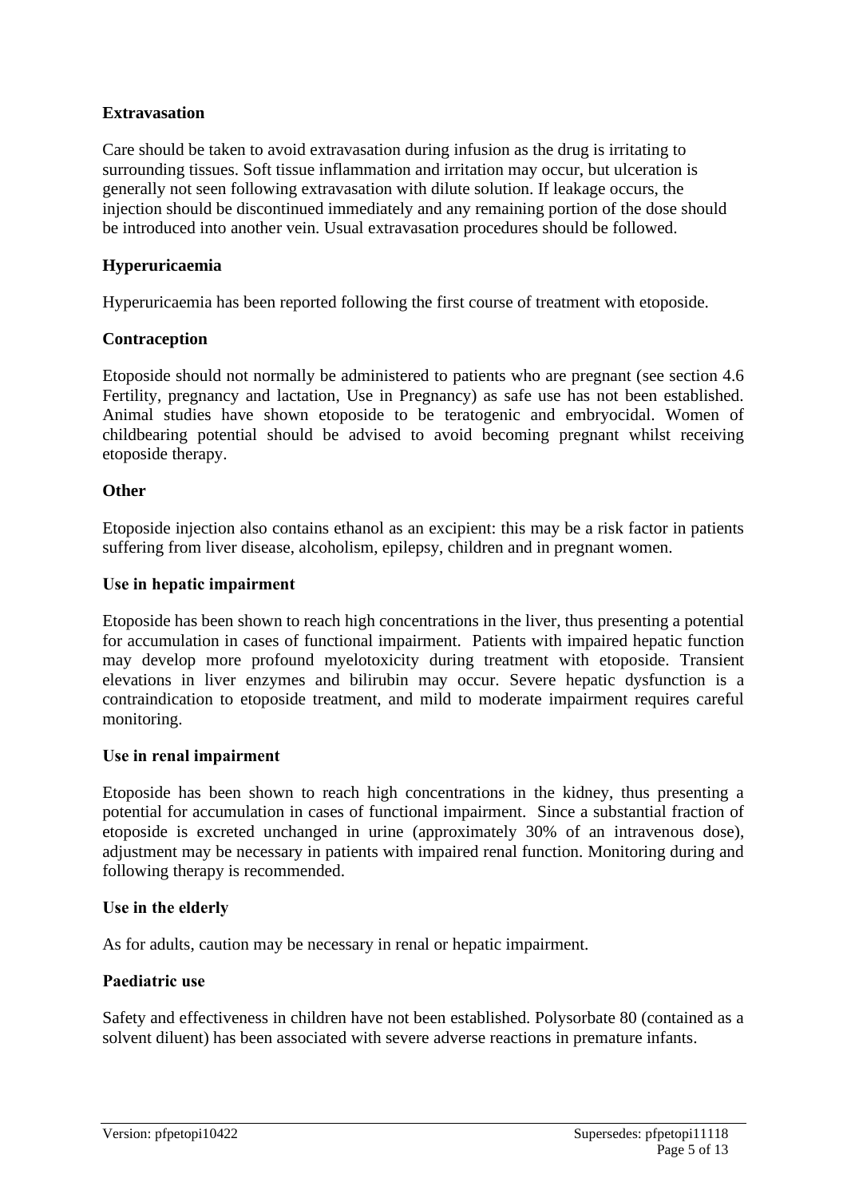**Extravasation**

Care should be taken to avoid extravasation during infusion as the drug is irritating to surrounding tissues. Soft tissue inflammation and irritation may occur, but ulceration is generally not seen following extravasation with dilute solution. If leakage occurs, the injection should be discontinued immediately and any remaining portion of the dose should be introduced into another vein. Usual extravasation procedures should be followed.

**Hyperuricaemia**

Hyperuricaemia has been reported following the first course of treatment with etoposide.

**Contraception**

Etoposide should not normally be administered to patients who are pregnant (see section 4.6 Fertility, pregnancy and lactation, Use in Pregnancy) as safe use has not been established. Animal studies have shown etoposide to be teratogenic and embryocidal. Women of childbearing potential should be advised to avoid becoming pregnant whilst receiving etoposide therapy.

**Other**

Etoposide injection also contains ethanol as an excipient: this may be a risk factor in patients suffering from liver disease, alcoholism, epilepsy, children and in pregnant women.

**Use in hepatic impairment**

Etoposide has been shown to reach high concentrations in the liver, thus presenting a potential for accumulation in cases of functional impairment. Patients with impaired hepatic function may develop more profound myelotoxicity during treatment with etoposide. Transient elevations in liver enzymes and bilirubin may occur. Severe hepatic dysfunction is a contraindication to etoposide treatment, and mild to moderate impairment requires careful monitoring.

**Use in renal impairment**

Etoposide has been shown to reach high concentrations in the kidney, thus presenting a potential for accumulation in cases of functional impairment. Since a substantial fraction of etoposide is excreted unchanged in urine (approximately 30% of an intravenous dose), adjustment may be necessary in patients with impaired renal function. Monitoring during and following therapy is recommended.

**Use in the elderly**

As for adults, caution may be necessary in renal or hepatic impairment.

**Paediatric use**

Safety and effectiveness in children have not been established. Polysorbate 80 (contained as a solvent diluent) has been associated with severe adverse reactions in premature infants.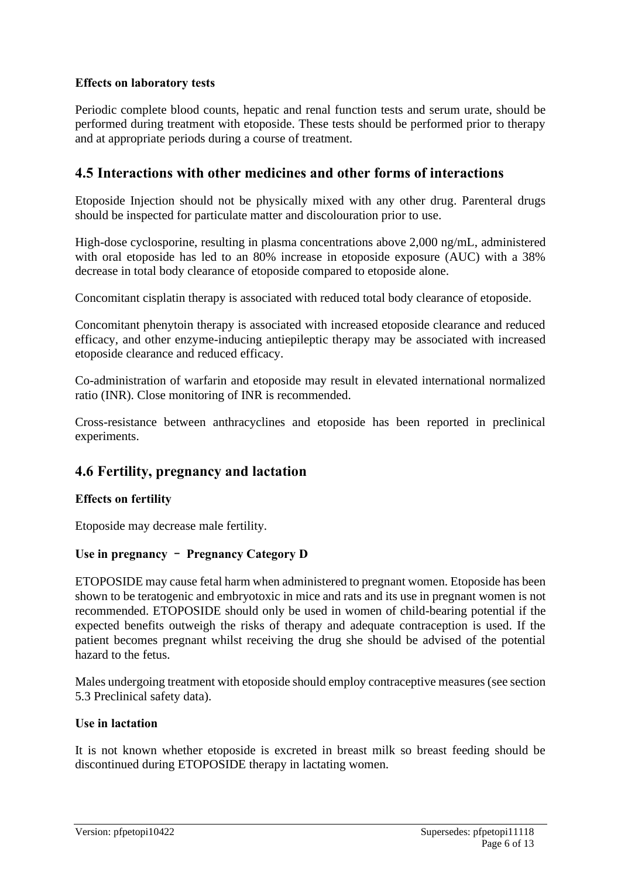**Effects on laboratory tests**

Periodic complete blood counts, hepatic and renal function tests and serum urate, should be performed during treatment with etoposide. These tests should be performed prior to therapy and at appropriate periods during a course of treatment.

## 4.5 Interactions with other medicines and other forms of interactions

Etoposide Injection should not be physically mixed with any other drug. Parenteral drugs should be inspected for particulate matter and discolouration prior to use.

High-dose cyclosporine, resulting in plasma concentrations above 2,000 ng/mL, administered with oral etoposide has led to an 80% increase in etoposide exposure (AUC) with a 38% decrease in total body clearance of etoposide compared to etoposide alone.

Concomitant cisplatin therapy is associated with reduced total body clearance of etoposide.

Concomitant phenytoin therapy is associated with increased etoposide clearance and reduced efficacy, and other enzyme-inducing antiepileptic therapy may be associated with increased etoposide clearance and reduced efficacy.

Co-administration of warfarin and etoposide may result in elevated international normalized ratio (INR). Close monitoring of INR is recommended.

Cross-resistance between anthracyclines and etoposide has been reported in preclinical experiments.

## 4.6 Fertility, pregnancy and lactation

**Effects on fertility**

Etoposide may decrease male fertility.

**Use in pregnancy – Pregnancy Category D**

ETOPOSIDE may cause fetal harm when administered to pregnant women. Etoposide has been shown to be teratogenic and embryotoxic in mice and rats and its use in pregnant women is not recommended. ETOPOSIDE should only be used in women of child-bearing potential if the expected benefits outweigh the risks of therapy and adequate contraception is used. If the patient becomes pregnant whilst receiving the drug she should be advised of the potential hazard to the fetus.

Males undergoing treatment with etoposide should employ contraceptive measures (see section 5.3 Preclinical safety data).

**Use in lactation**

It is not known whether etoposide is excreted in breast milk so breast feeding should be discontinued during ETOPOSIDE therapy in lactating women.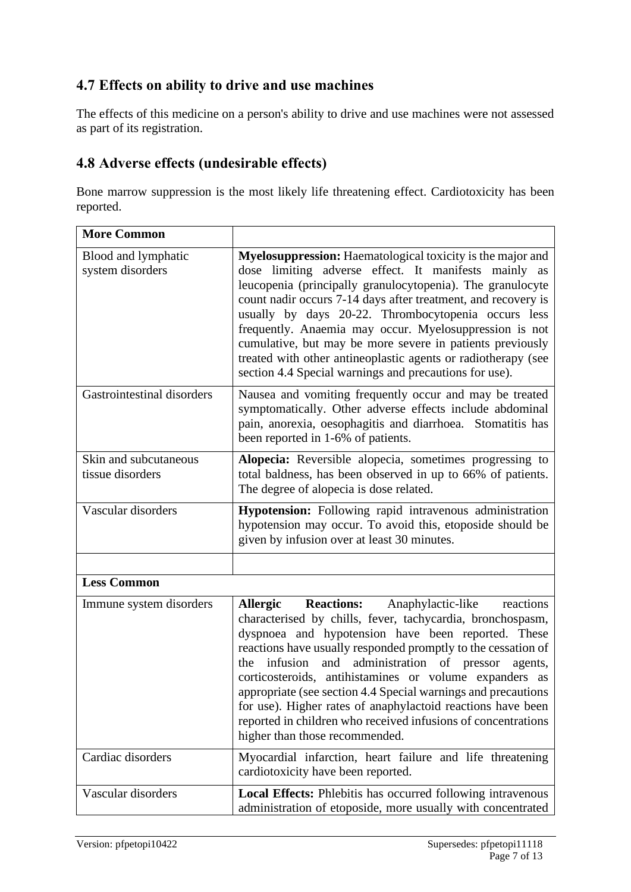## 4.7 Effects on ability to drive and use machines

The effects of this medicine on a person's ability to drive and use machines were not assessed as part of its registration.

## 4.8 Adverse effects (undesirable effects)

Bone marrow suppression is the most likely life threatening effect. Cardiotoxicity has been reported.

| **More Common** | |
|---|---|
| Blood and lymphatic system disorders | **Myelosuppression:** Haematological toxicity is the major and dose limiting adverse effect. It manifests mainly as leucopenia (principally granulocytopenia). The granulocyte count nadir occurs 7-14 days after treatment, and recovery is usually by days 20-22. Thrombocytopenia occurs less frequently. Anaemia may occur. Myelosuppression is not cumulative, but may be more severe in patients previously treated with other antineoplastic agents or radiotherapy (see section 4.4 Special warnings and precautions for use). |
| Gastrointestinal disorders | Nausea and vomiting frequently occur and may be treated symptomatically. Other adverse effects include abdominal pain, anorexia, oesophagitis and diarrhoea. Stomatitis has been reported in 1-6% of patients. |
| Skin and subcutaneous tissue disorders | **Alopecia:** Reversible alopecia, sometimes progressing to total baldness, has been observed in up to 66% of patients. The degree of alopecia is dose related. |
| Vascular disorders | **Hypotension:** Following rapid intravenous administration hypotension may occur. To avoid this, etoposide should be given by infusion over at least 30 minutes. |
| | |
| **Less Common** | |
| Immune system disorders | **Allergic Reactions:** Anaphylactic-like reactions characterised by chills, fever, tachycardia, bronchospasm, dyspnoea and hypotension have been reported. These reactions have usually responded promptly to the cessation of the infusion and administration of pressor agents, corticosteroids, antihistamines or volume expanders as appropriate (see section 4.4 Special warnings and precautions for use). Higher rates of anaphylactoid reactions have been reported in children who received infusions of concentrations higher than those recommended. |
| Cardiac disorders | Myocardial infarction, heart failure and life threatening cardiotoxicity have been reported. |
| Vascular disorders | **Local Effects:** Phlebitis has occurred following intravenous administration of etoposide, more usually with concentrated |

Version: pfpetopi10422 Supersedes: pfpetopi11118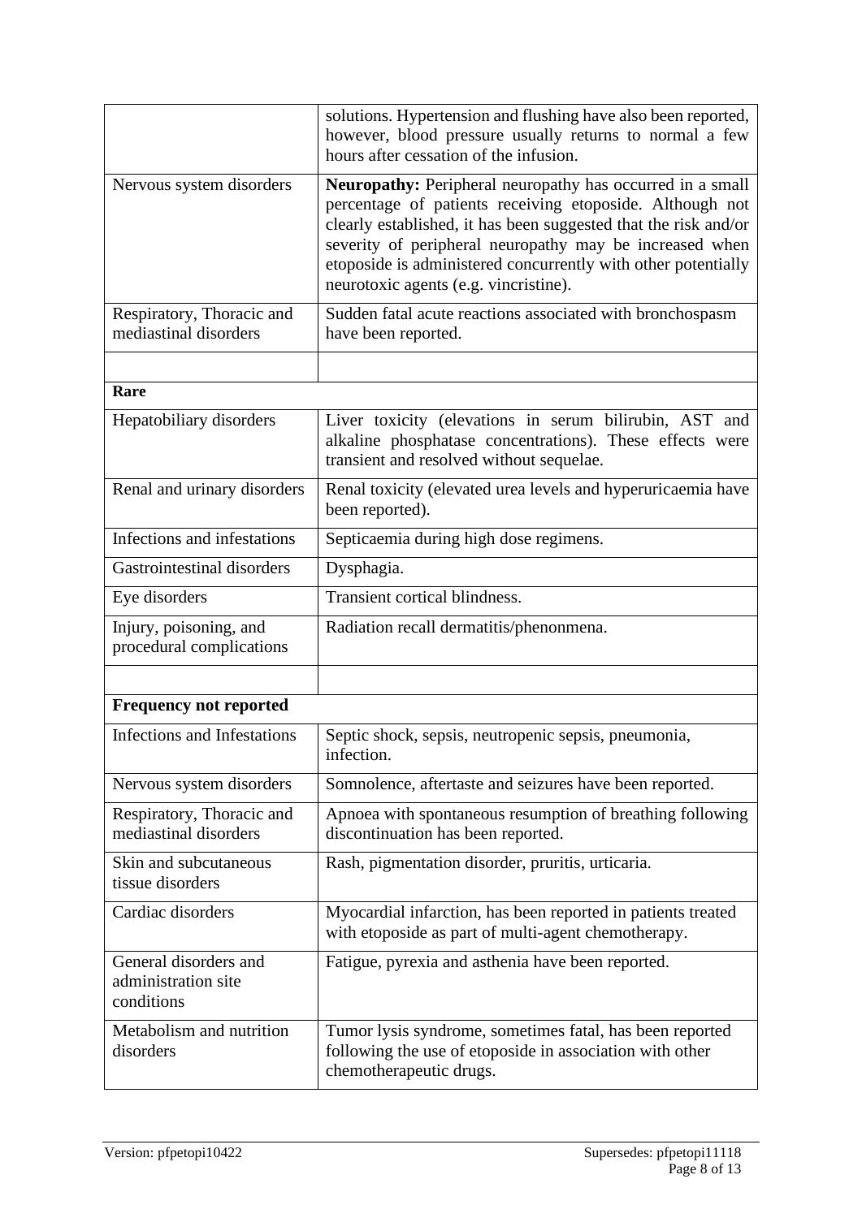| | |
|---|---|
| | solutions. Hypertension and flushing have also been reported, however, blood pressure usually returns to normal a few hours after cessation of the infusion. |
| Nervous system disorders | **Neuropathy:** Peripheral neuropathy has occurred in a small percentage of patients receiving etoposide. Although not clearly established, it has been suggested that the risk and/or severity of peripheral neuropathy may be increased when etoposide is administered concurrently with other potentially neurotoxic agents (e.g. vincristine). |
| Respiratory, Thoracic and mediastinal disorders | Sudden fatal acute reactions associated with bronchospasm have been reported. |
| | |
| **Rare** | |
| Hepatobiliary disorders | Liver toxicity (elevations in serum bilirubin, AST and alkaline phosphatase concentrations). These effects were transient and resolved without sequelae. |
| Renal and urinary disorders | Renal toxicity (elevated urea levels and hyperuricaemia have been reported). |
| Infections and infestations | Septicaemia during high dose regimens. |
| Gastrointestinal disorders | Dysphagia. |
| Eye disorders | Transient cortical blindness. |
| Injury, poisoning, and procedural complications | Radiation recall dermatitis/phenonmena. |
| | |
| **Frequency not reported** | |
| Infections and Infestations | Septic shock, sepsis, neutropenic sepsis, pneumonia, infection. |
| Nervous system disorders | Somnolence, aftertaste and seizures have been reported. |
| Respiratory, Thoracic and mediastinal disorders | Apnoea with spontaneous resumption of breathing following discontinuation has been reported. |
| Skin and subcutaneous tissue disorders | Rash, pigmentation disorder, pruritis, urticaria. |
| Cardiac disorders | Myocardial infarction, has been reported in patients treated with etoposide as part of multi-agent chemotherapy. |
| General disorders and administration site conditions | Fatigue, pyrexia and asthenia have been reported. |
| Metabolism and nutrition disorders | Tumor lysis syndrome, sometimes fatal, has been reported following the use of etoposide in association with other chemotherapeutic drugs. |

Version: pfpetopi10422 Supersedes: pfpetopi11118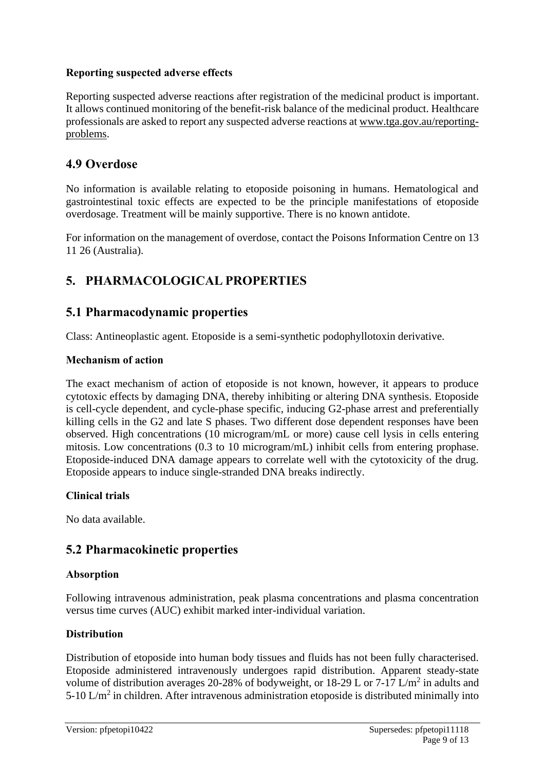**Reporting suspected adverse effects**

Reporting suspected adverse reactions after registration of the medicinal product is important. It allows continued monitoring of the benefit-risk balance of the medicinal product. Healthcare professionals are asked to report any suspected adverse reactions at www.tga.gov.au/reporting-problems.

## 4.9 Overdose

No information is available relating to etoposide poisoning in humans. Hematological and gastrointestinal toxic effects are expected to be the principle manifestations of etoposide overdosage. Treatment will be mainly supportive. There is no known antidote.

For information on the management of overdose, contact the Poisons Information Centre on 13 11 26 (Australia).

# 5. PHARMACOLOGICAL PROPERTIES

## 5.1 Pharmacodynamic properties

Class: Antineoplastic agent. Etoposide is a semi-synthetic podophyllotoxin derivative.

**Mechanism of action**

The exact mechanism of action of etoposide is not known, however, it appears to produce cytotoxic effects by damaging DNA, thereby inhibiting or altering DNA synthesis. Etoposide is cell-cycle dependent, and cycle-phase specific, inducing G2-phase arrest and preferentially killing cells in the G2 and late S phases. Two different dose dependent responses have been observed. High concentrations (10 microgram/mL or more) cause cell lysis in cells entering mitosis. Low concentrations (0.3 to 10 microgram/mL) inhibit cells from entering prophase. Etoposide-induced DNA damage appears to correlate well with the cytotoxicity of the drug. Etoposide appears to induce single-stranded DNA breaks indirectly.

**Clinical trials**

No data available.

## 5.2 Pharmacokinetic properties

**Absorption**

Following intravenous administration, peak plasma concentrations and plasma concentration versus time curves (AUC) exhibit marked inter-individual variation.

**Distribution**

Distribution of etoposide into human body tissues and fluids has not been fully characterised. Etoposide administered intravenously undergoes rapid distribution. Apparent steady-state volume of distribution averages 20-28% of bodyweight, or 18-29 L or 7-17 $L/m^2$ in adults and 5-10 $L/m^2$ in children. After intravenous administration etoposide is distributed minimally into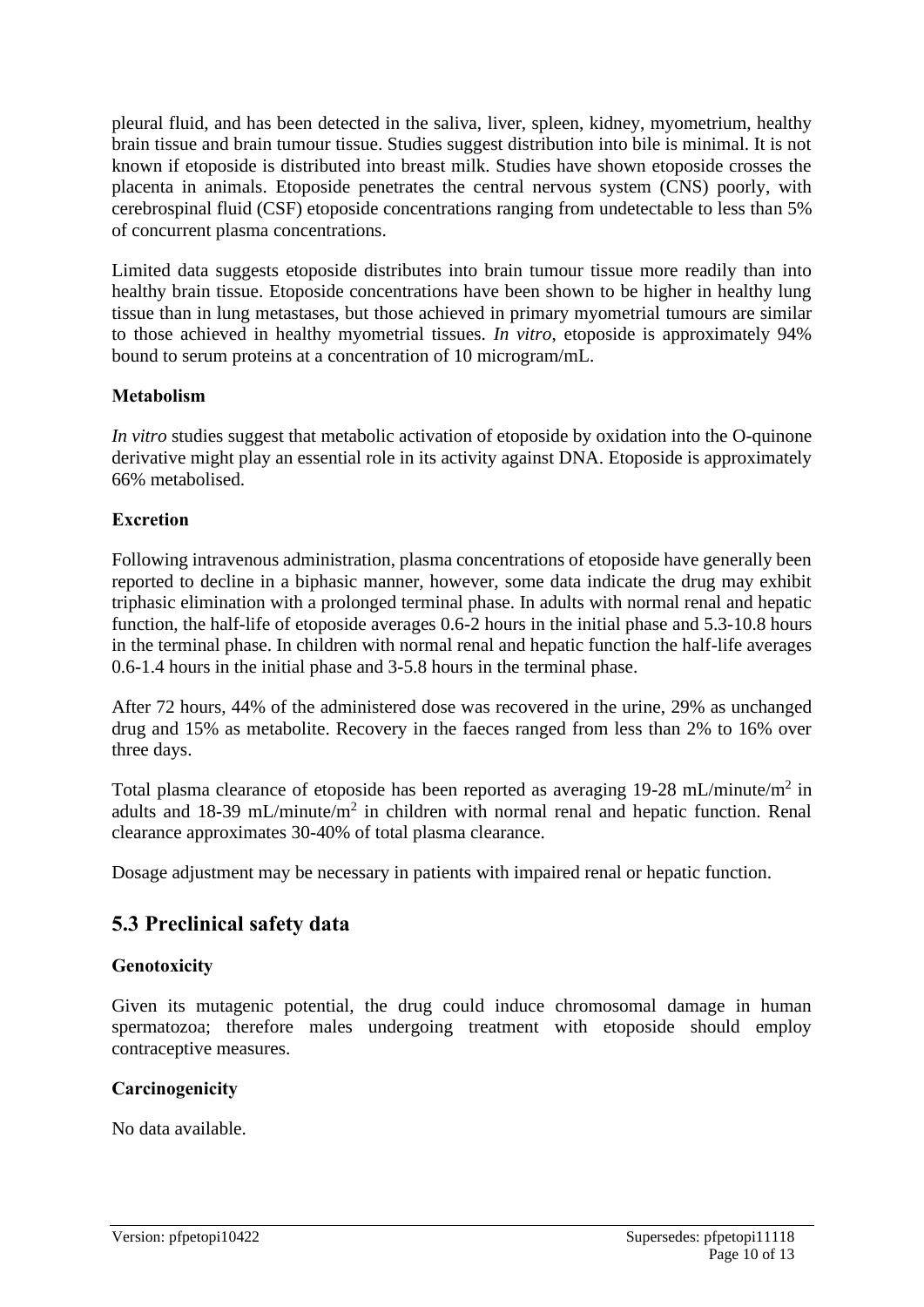pleural fluid, and has been detected in the saliva, liver, spleen, kidney, myometrium, healthy brain tissue and brain tumour tissue. Studies suggest distribution into bile is minimal. It is not known if etoposide is distributed into breast milk. Studies have shown etoposide crosses the placenta in animals. Etoposide penetrates the central nervous system (CNS) poorly, with cerebrospinal fluid (CSF) etoposide concentrations ranging from undetectable to less than 5% of concurrent plasma concentrations.

Limited data suggests etoposide distributes into brain tumour tissue more readily than into healthy brain tissue. Etoposide concentrations have been shown to be higher in healthy lung tissue than in lung metastases, but those achieved in primary myometrial tumours are similar to those achieved in healthy myometrial tissues. *In vitro*, etoposide is approximately 94% bound to serum proteins at a concentration of 10 microgram/mL.

**Metabolism**

*In vitro* studies suggest that metabolic activation of etoposide by oxidation into the O-quinone derivative might play an essential role in its activity against DNA. Etoposide is approximately 66% metabolised.

**Excretion**

Following intravenous administration, plasma concentrations of etoposide have generally been reported to decline in a biphasic manner, however, some data indicate the drug may exhibit triphasic elimination with a prolonged terminal phase. In adults with normal renal and hepatic function, the half-life of etoposide averages 0.6-2 hours in the initial phase and 5.3-10.8 hours in the terminal phase. In children with normal renal and hepatic function the half-life averages 0.6-1.4 hours in the initial phase and 3-5.8 hours in the terminal phase.

After 72 hours, 44% of the administered dose was recovered in the urine, 29% as unchanged drug and 15% as metabolite. Recovery in the faeces ranged from less than 2% to 16% over three days.

Total plasma clearance of etoposide has been reported as averaging 19-28 mL/minute/$m^2$ in adults and 18-39 mL/minute/$m^2$ in children with normal renal and hepatic function. Renal clearance approximates 30-40% of total plasma clearance.

Dosage adjustment may be necessary in patients with impaired renal or hepatic function.

## 5.3 Preclinical safety data

**Genotoxicity**

Given its mutagenic potential, the drug could induce chromosomal damage in human spermatozoa; therefore males undergoing treatment with etoposide should employ contraceptive measures.

**Carcinogenicity**

No data available.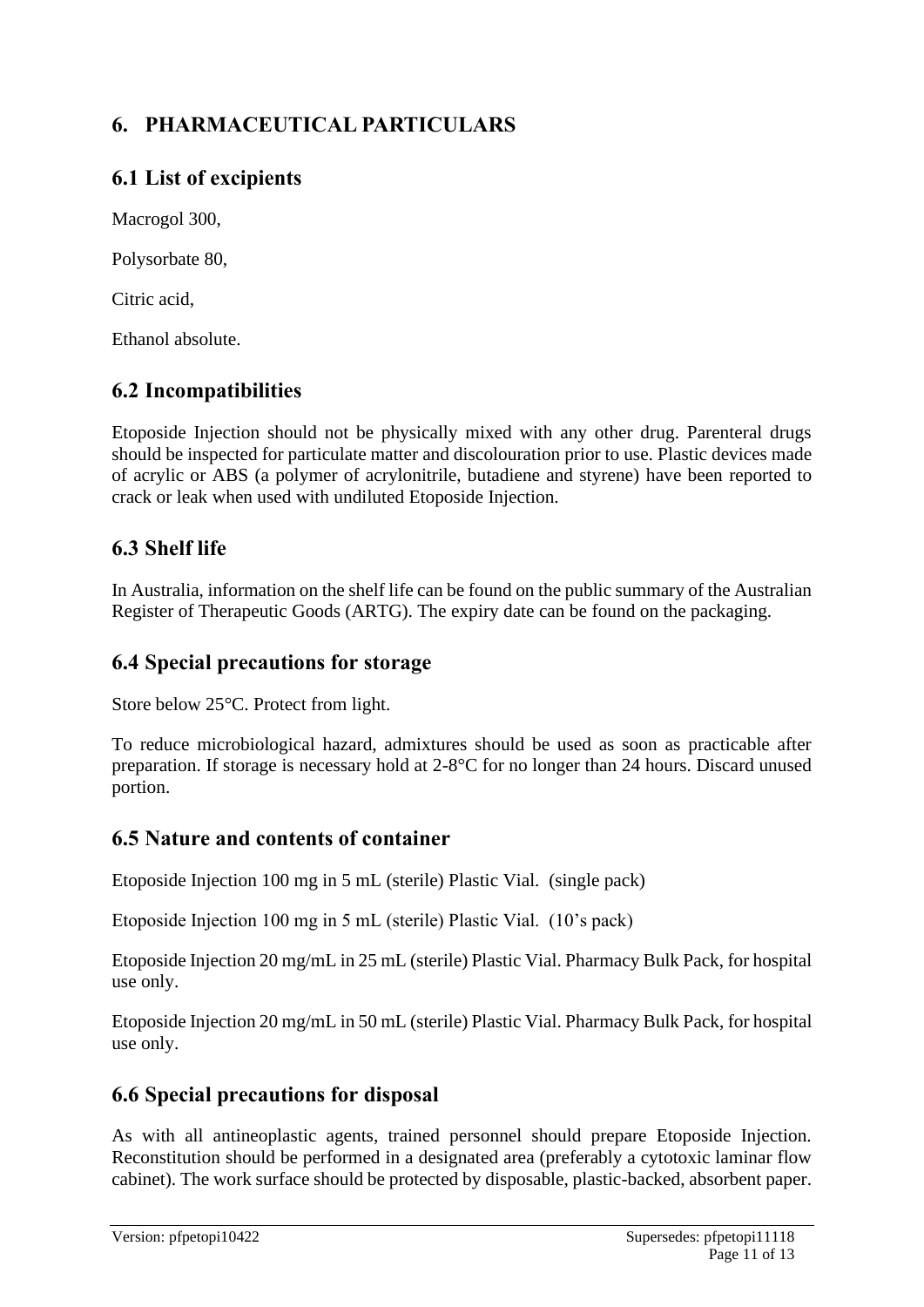# 6. PHARMACEUTICAL PARTICULARS

## 6.1 List of excipients

Macrogol 300,

Polysorbate 80,

Citric acid,

Ethanol absolute.

## 6.2 Incompatibilities

Etoposide Injection should not be physically mixed with any other drug. Parenteral drugs should be inspected for particulate matter and discolouration prior to use. Plastic devices made of acrylic or ABS (a polymer of acrylonitrile, butadiene and styrene) have been reported to crack or leak when used with undiluted Etoposide Injection.

## 6.3 Shelf life

In Australia, information on the shelf life can be found on the public summary of the Australian Register of Therapeutic Goods (ARTG). The expiry date can be found on the packaging.

## 6.4 Special precautions for storage

Store below 25°C. Protect from light.

To reduce microbiological hazard, admixtures should be used as soon as practicable after preparation. If storage is necessary hold at 2-8°C for no longer than 24 hours. Discard unused portion.

## 6.5 Nature and contents of container

Etoposide Injection 100 mg in 5 mL (sterile) Plastic Vial. (single pack)

Etoposide Injection 100 mg in 5 mL (sterile) Plastic Vial. (10's pack)

Etoposide Injection 20 mg/mL in 25 mL (sterile) Plastic Vial. Pharmacy Bulk Pack, for hospital use only.

Etoposide Injection 20 mg/mL in 50 mL (sterile) Plastic Vial. Pharmacy Bulk Pack, for hospital use only.

## 6.6 Special precautions for disposal

As with all antineoplastic agents, trained personnel should prepare Etoposide Injection. Reconstitution should be performed in a designated area (preferably a cytotoxic laminar flow cabinet). The work surface should be protected by disposable, plastic-backed, absorbent paper.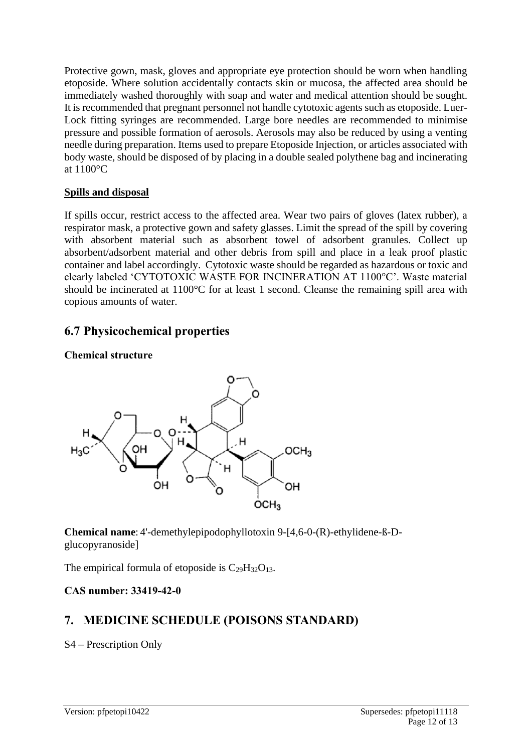Protective gown, mask, gloves and appropriate eye protection should be worn when handling etoposide. Where solution accidentally contacts skin or mucosa, the affected area should be immediately washed thoroughly with soap and water and medical attention should be sought. It is recommended that pregnant personnel not handle cytotoxic agents such as etoposide. Luer-Lock fitting syringes are recommended. Large bore needles are recommended to minimise pressure and possible formation of aerosols. Aerosols may also be reduced by using a venting needle during preparation. Items used to prepare Etoposide Injection, or articles associated with body waste, should be disposed of by placing in a double sealed polythene bag and incinerating at 1100°C

**Spills and disposal**

If spills occur, restrict access to the affected area. Wear two pairs of gloves (latex rubber), a respirator mask, a protective gown and safety glasses. Limit the spread of the spill by covering with absorbent material such as absorbent towel of adsorbent granules. Collect up absorbent/adsorbent material and other debris from spill and place in a leak proof plastic container and label accordingly. Cytotoxic waste should be regarded as hazardous or toxic and clearly labeled 'CYTOTOXIC WASTE FOR INCINERATION AT 1100°C'. Waste material should be incinerated at 1100°C for at least 1 second. Cleanse the remaining spill area with copious amounts of water.

## 6.7 Physicochemical properties

**Chemical structure**

**Chemical name**: 4'-demethylepipodophyllotoxin 9-[4,6-0-(R)-ethylidene-ß-D-glucopyranoside]

The empirical formula of etoposide is $C_{29}H_{32}O_{13}$.

**CAS number: 33419-42-0**

## 7. MEDICINE SCHEDULE (POISONS STANDARD)

S4 – Prescription Only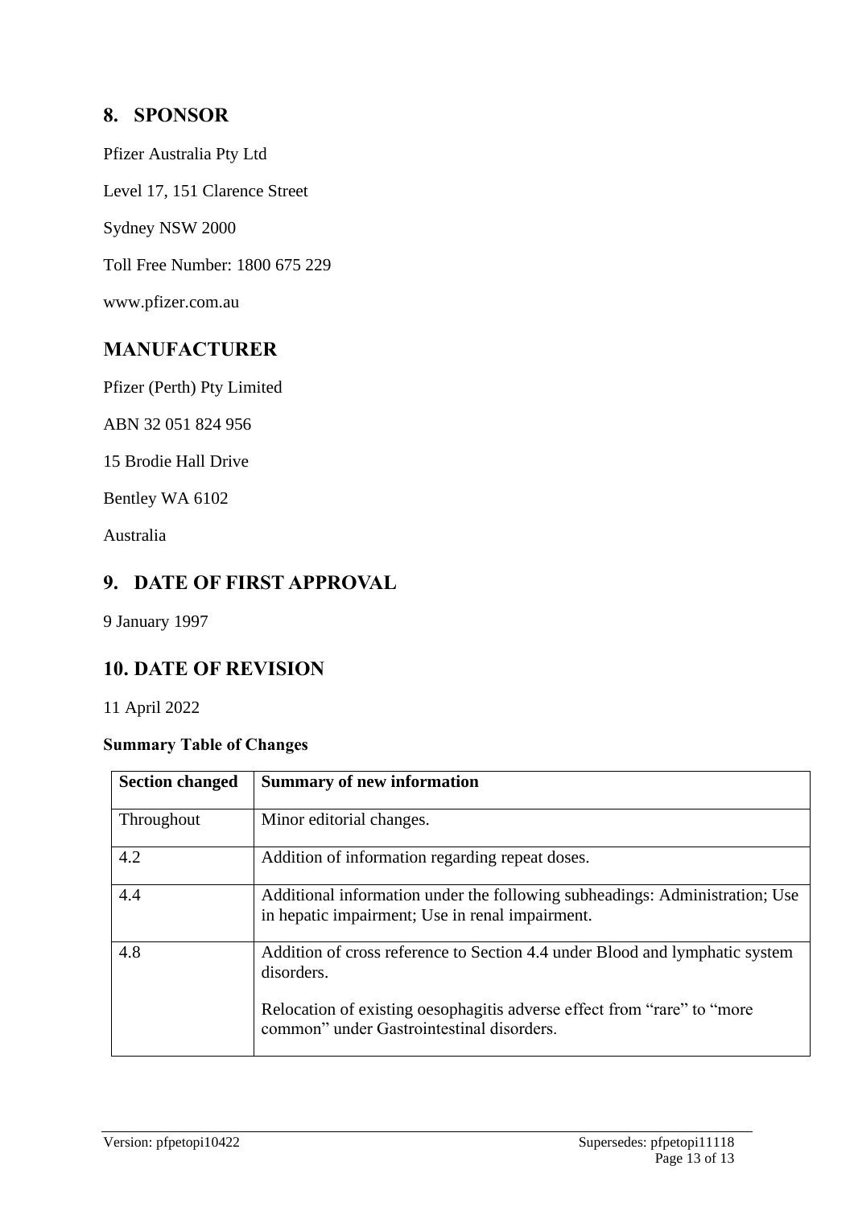## 8. SPONSOR

Pfizer Australia Pty Ltd

Level 17, 151 Clarence Street

Sydney NSW 2000

Toll Free Number: 1800 675 229

www.pfizer.com.au

## MANUFACTURER

Pfizer (Perth) Pty Limited

ABN 32 051 824 956

15 Brodie Hall Drive

Bentley WA 6102

Australia

## 9. DATE OF FIRST APPROVAL

9 January 1997

## 10. DATE OF REVISION

11 April 2022

**Summary Table of Changes**

| Section changed | Summary of new information |
|---|---|
| Throughout | Minor editorial changes. |
| 4.2 | Addition of information regarding repeat doses. |
| 4.4 | Additional information under the following subheadings: Administration; Use in hepatic impairment; Use in renal impairment. |
| 4.8 | Addition of cross reference to Section 4.4 under Blood and lymphatic system disorders.<br><br>Relocation of existing oesophagitis adverse effect from "rare" to "more common" under Gastrointestinal disorders. |

Version: pfpetopi10422 Supersedes: pfpetopi11118